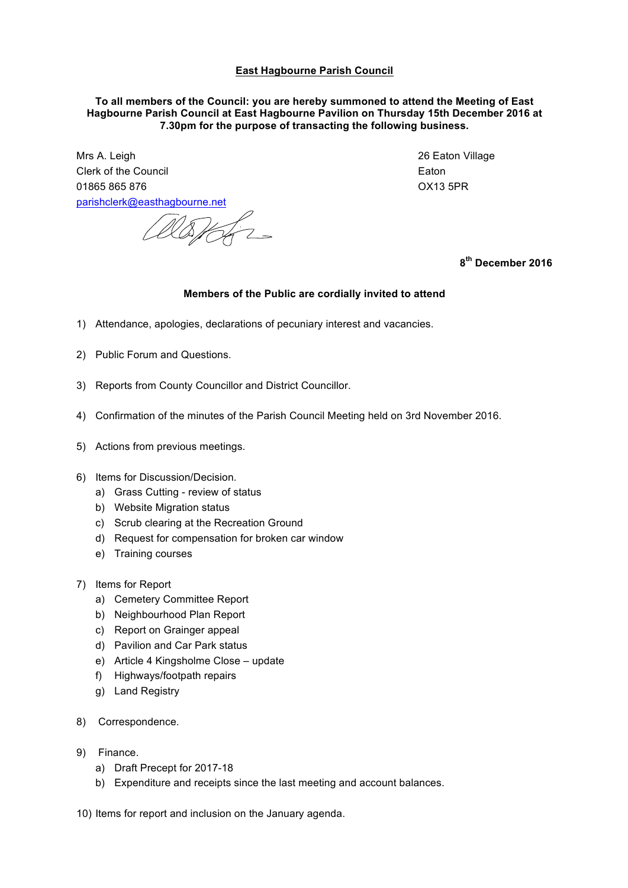**East Hagbourne Parish Council**

**To all members of the Council: you are hereby summoned to attend the Meeting of East Hagbourne Parish Council at East Hagbourne Pavilion on Thursday 15th December 2016 at 7.30pm for the purpose of transacting the following business.**

Mrs A. Leigh
Clerk of the Council
01865 865 876
parishclerk@easthagbourne.net

26 Eaton Village
Eaton
OX13 5PR

**8th December 2016**

**Members of the Public are cordially invited to attend**

1) Attendance, apologies, declarations of pecuniary interest and vacancies.

2) Public Forum and Questions.

3) Reports from County Councillor and District Councillor.

4) Confirmation of the minutes of the Parish Council Meeting held on 3rd November 2016.

5) Actions from previous meetings.

6) Items for Discussion/Decision.
   a) Grass Cutting - review of status
   b) Website Migration status
   c) Scrub clearing at the Recreation Ground
   d) Request for compensation for broken car window
   e) Training courses

7) Items for Report
   a) Cemetery Committee Report
   b) Neighbourhood Plan Report
   c) Report on Grainger appeal
   d) Pavilion and Car Park status
   e) Article 4 Kingsholme Close – update
   f) Highways/footpath repairs
   g) Land Registry

8) Correspondence.

9) Finance.
   a) Draft Precept for 2017-18
   b) Expenditure and receipts since the last meeting and account balances.

10) Items for report and inclusion on the January agenda.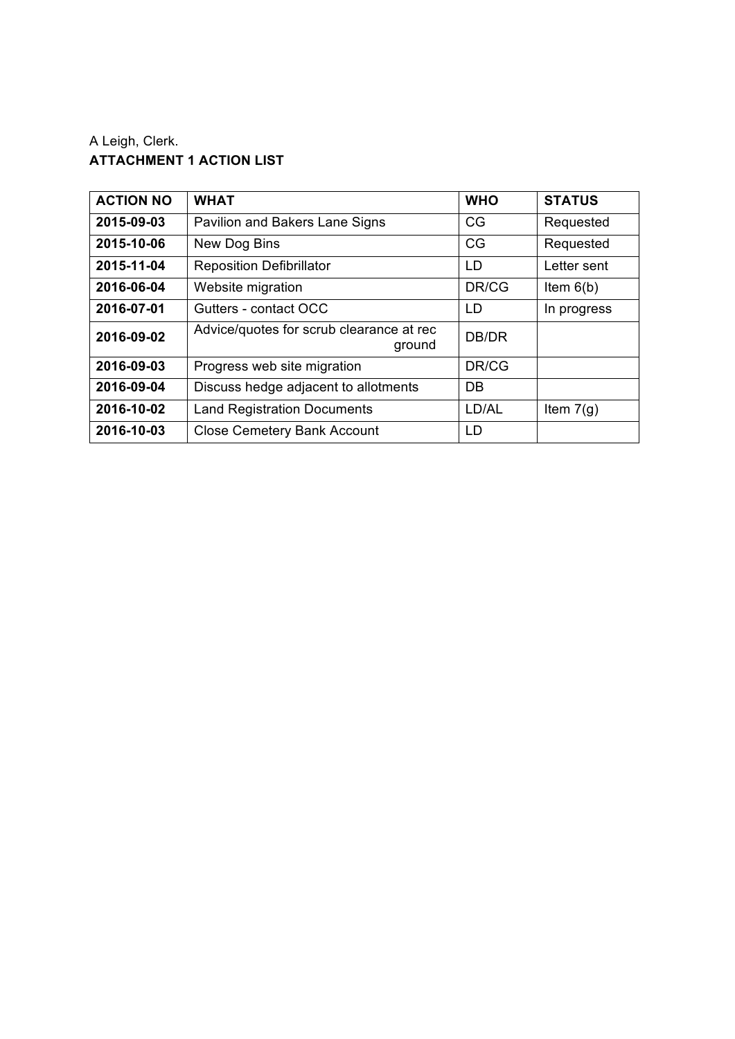A Leigh, Clerk.

**ATTACHMENT 1 ACTION LIST**

| ACTION NO | WHAT | WHO | STATUS |
|---|---|---|---|
| **2015-09-03** | Pavilion and Bakers Lane Signs | CG | Requested |
| **2015-10-06** | New Dog Bins | CG | Requested |
| **2015-11-04** | Reposition Defibrillator | LD | Letter sent |
| **2016-06-04** | Website migration | DR/CG | Item 6(b) |
| **2016-07-01** | Gutters - contact OCC | LD | In progress |
| **2016-09-02** | Advice/quotes for scrub clearance at rec ground | DB/DR | |
| **2016-09-03** | Progress web site migration | DR/CG | |
| **2016-09-04** | Discuss hedge adjacent to allotments | DB | |
| **2016-10-02** | Land Registration Documents | LD/AL | Item 7(g) |
| **2016-10-03** | Close Cemetery Bank Account | LD | |